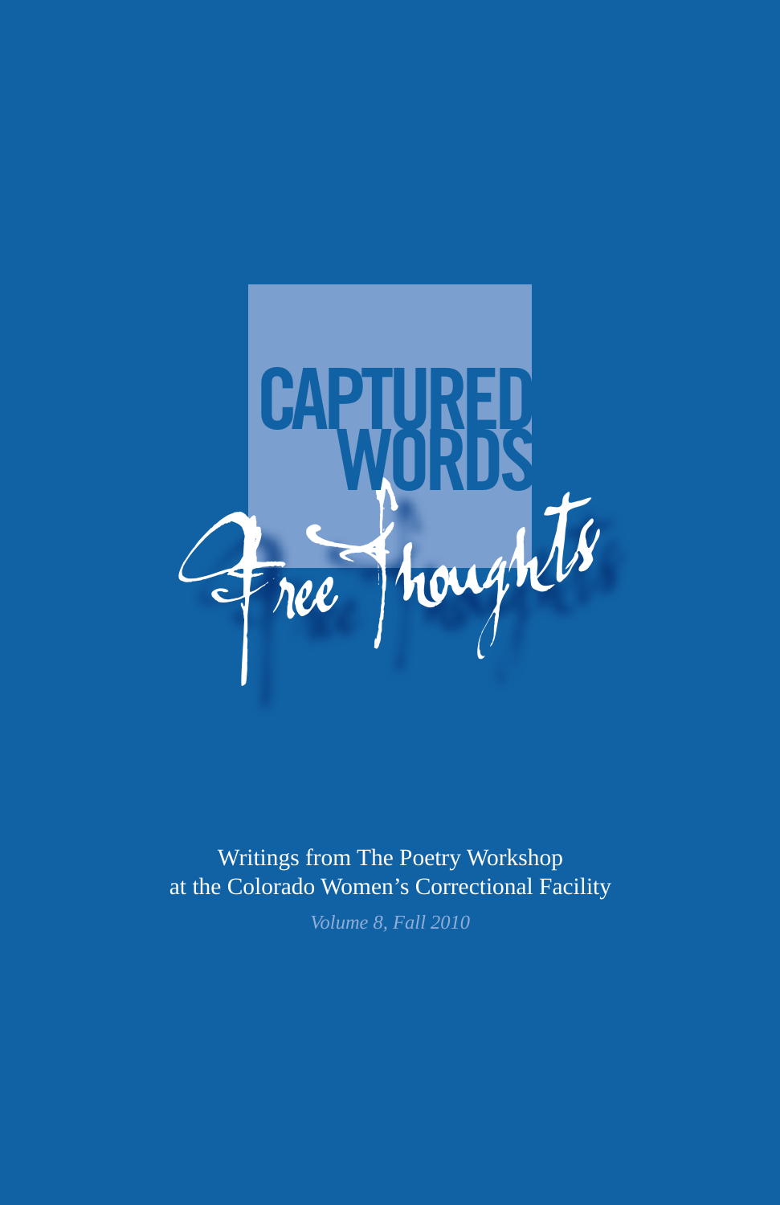# CAPTURED WORDS

# Free Thoughts

Writings from The Poetry Workshop
at the Colorado Women's Correctional Facility

*Volume 8, Fall 2010*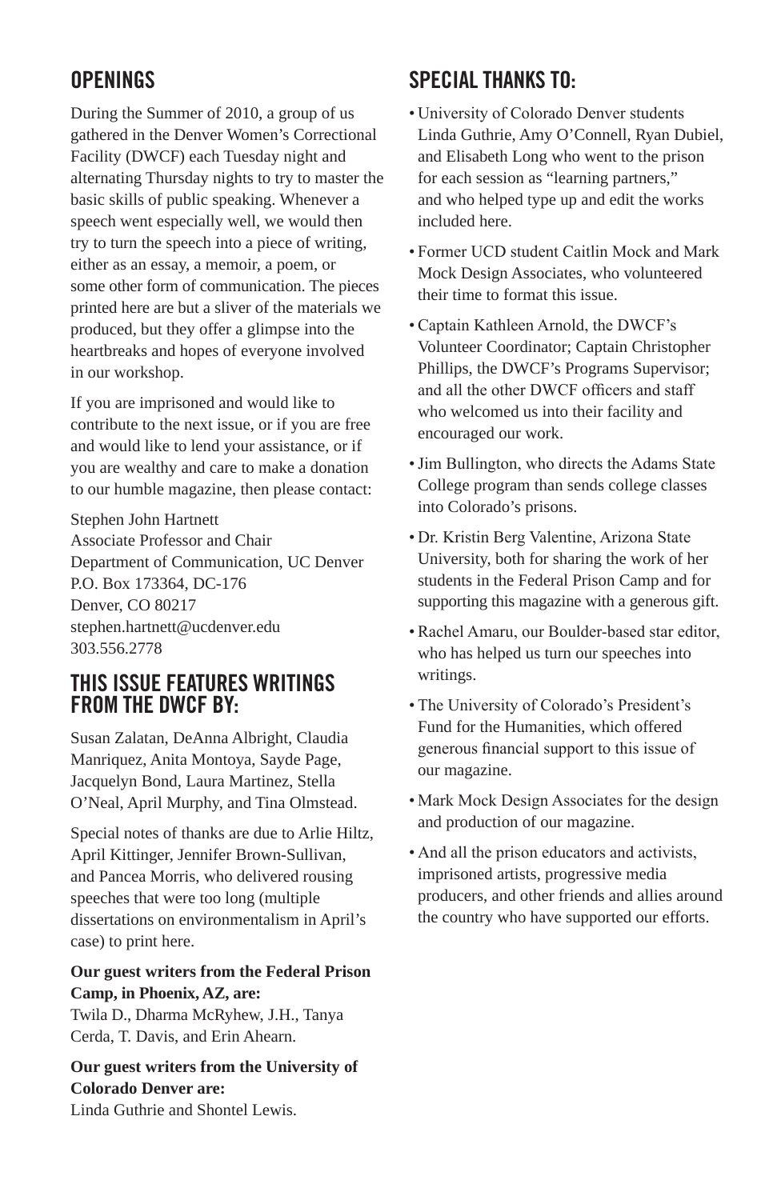## OPENINGS

During the Summer of 2010, a group of us gathered in the Denver Women's Correctional Facility (DWCF) each Tuesday night and alternating Thursday nights to try to master the basic skills of public speaking. Whenever a speech went especially well, we would then try to turn the speech into a piece of writing, either as an essay, a memoir, a poem, or some other form of communication. The pieces printed here are but a sliver of the materials we produced, but they offer a glimpse into the heartbreaks and hopes of everyone involved in our workshop.

If you are imprisoned and would like to contribute to the next issue, or if you are free and would like to lend your assistance, or if you are wealthy and care to make a donation to our humble magazine, then please contact:

Stephen John Hartnett
Associate Professor and Chair
Department of Communication, UC Denver
P.O. Box 173364, DC-176
Denver, CO 80217
stephen.hartnett@ucdenver.edu
303.556.2778

## THIS ISSUE FEATURES WRITINGS FROM THE DWCF BY:

Susan Zalatan, DeAnna Albright, Claudia Manriquez, Anita Montoya, Sayde Page, Jacquelyn Bond, Laura Martinez, Stella O'Neal, April Murphy, and Tina Olmstead.

Special notes of thanks are due to Arlie Hiltz, April Kittinger, Jennifer Brown-Sullivan, and Pancea Morris, who delivered rousing speeches that were too long (multiple dissertations on environmentalism in April's case) to print here.

**Our guest writers from the Federal Prison Camp, in Phoenix, AZ, are:**
Twila D., Dharma McRyhew, J.H., Tanya Cerda, T. Davis, and Erin Ahearn.

**Our guest writers from the University of Colorado Denver are:**
Linda Guthrie and Shontel Lewis.

## SPECIAL THANKS TO:

- University of Colorado Denver students Linda Guthrie, Amy O'Connell, Ryan Dubiel, and Elisabeth Long who went to the prison for each session as "learning partners," and who helped type up and edit the works included here.
- Former UCD student Caitlin Mock and Mark Mock Design Associates, who volunteered their time to format this issue.
- Captain Kathleen Arnold, the DWCF's Volunteer Coordinator; Captain Christopher Phillips, the DWCF's Programs Supervisor; and all the other DWCF officers and staff who welcomed us into their facility and encouraged our work.
- Jim Bullington, who directs the Adams State College program than sends college classes into Colorado's prisons.
- Dr. Kristin Berg Valentine, Arizona State University, both for sharing the work of her students in the Federal Prison Camp and for supporting this magazine with a generous gift.
- Rachel Amaru, our Boulder-based star editor, who has helped us turn our speeches into writings.
- The University of Colorado's President's Fund for the Humanities, which offered generous financial support to this issue of our magazine.
- Mark Mock Design Associates for the design and production of our magazine.
- And all the prison educators and activists, imprisoned artists, progressive media producers, and other friends and allies around the country who have supported our efforts.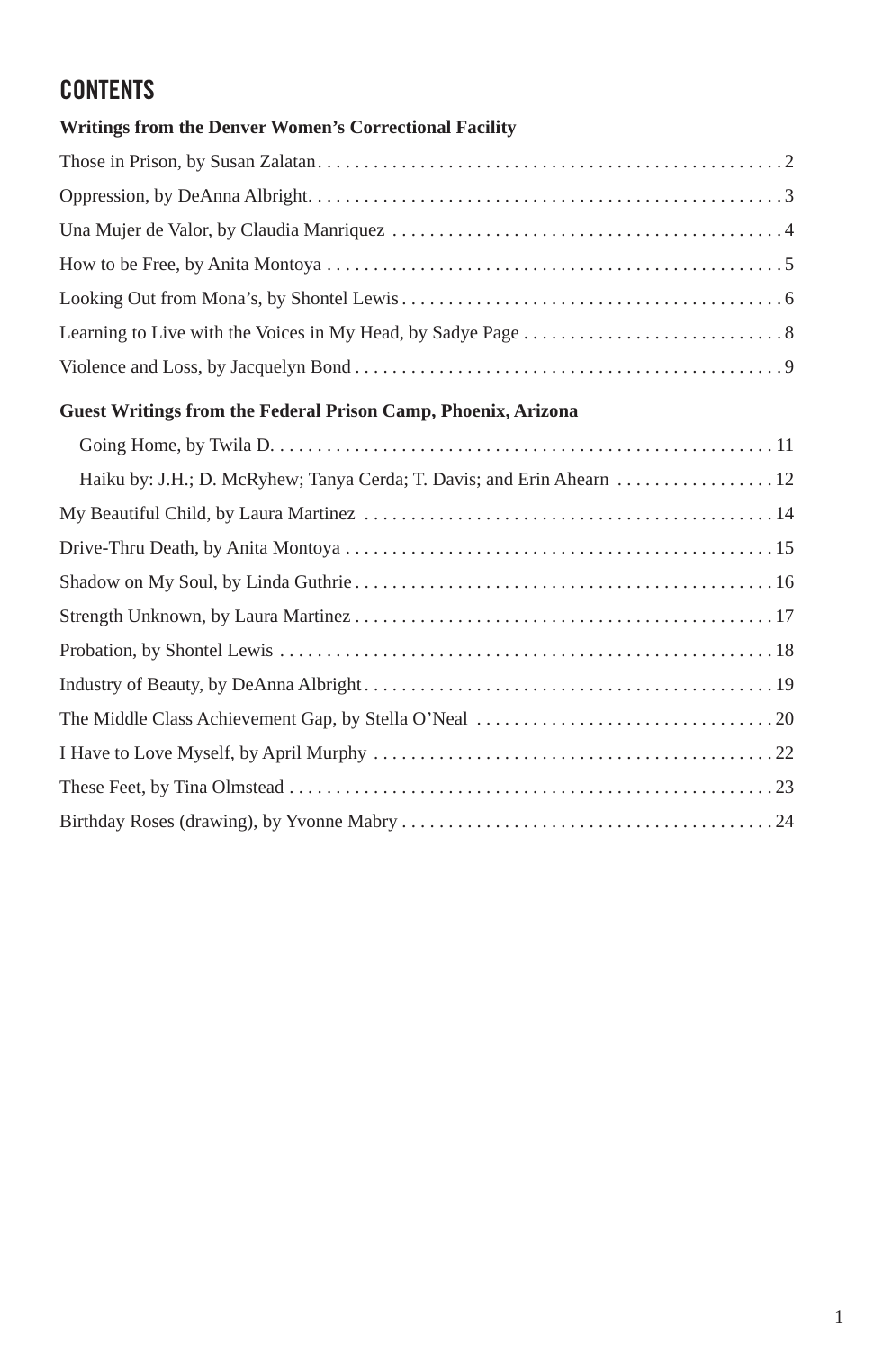# CONTENTS

**Writings from the Denver Women's Correctional Facility**

Those in Prison, by Susan Zalatan . . . . . 2

Oppression, by DeAnna Albright . . . . . 3

Una Mujer de Valor, by Claudia Manriquez . . . . . 4

How to be Free, by Anita Montoya . . . . . 5

Looking Out from Mona's, by Shontel Lewis . . . . . 6

Learning to Live with the Voices in My Head, by Sadye Page . . . . . 8

Violence and Loss, by Jacquelyn Bond . . . . . 9

**Guest Writings from the Federal Prison Camp, Phoenix, Arizona**

Going Home, by Twila D. . . . . . 11

Haiku by: J.H.; D. McRyhew; Tanya Cerda; T. Davis; and Erin Ahearn . . . . . 12

My Beautiful Child, by Laura Martinez . . . . . 14

Drive-Thru Death, by Anita Montoya . . . . . 15

Shadow on My Soul, by Linda Guthrie . . . . . 16

Strength Unknown, by Laura Martinez . . . . . 17

Probation, by Shontel Lewis . . . . . 18

Industry of Beauty, by DeAnna Albright . . . . . 19

The Middle Class Achievement Gap, by Stella O'Neal . . . . . 20

I Have to Love Myself, by April Murphy . . . . . 22

These Feet, by Tina Olmstead . . . . . 23

Birthday Roses (drawing), by Yvonne Mabry . . . . . 24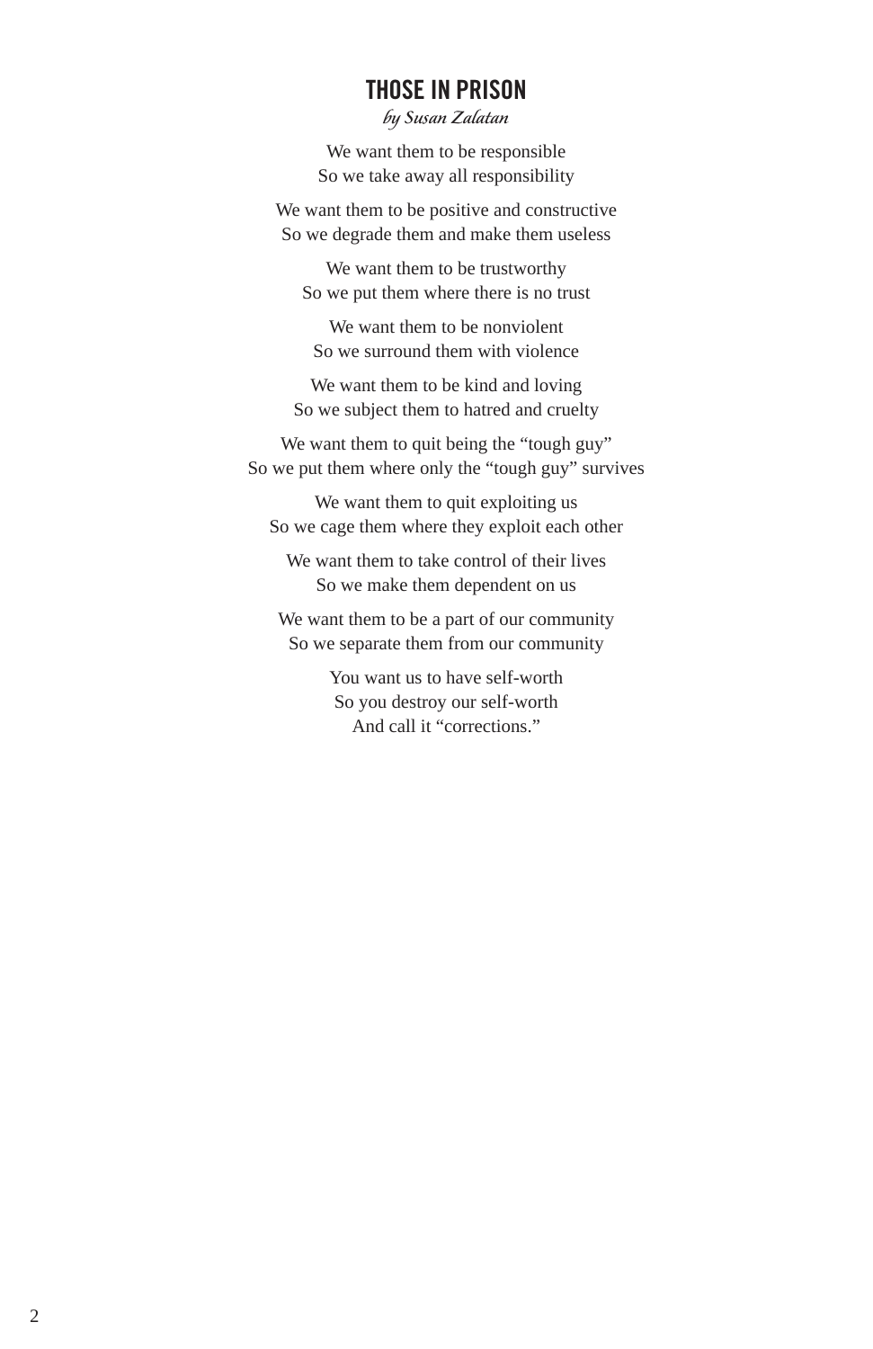# THOSE IN PRISON

*by Susan Zalatan*

We want them to be responsible
So we take away all responsibility

We want them to be positive and constructive
So we degrade them and make them useless

We want them to be trustworthy
So we put them where there is no trust

We want them to be nonviolent
So we surround them with violence

We want them to be kind and loving
So we subject them to hatred and cruelty

We want them to quit being the "tough guy"
So we put them where only the "tough guy" survives

We want them to quit exploiting us
So we cage them where they exploit each other

We want them to take control of their lives
So we make them dependent on us

We want them to be a part of our community
So we separate them from our community

You want us to have self-worth
So you destroy our self-worth
And call it "corrections."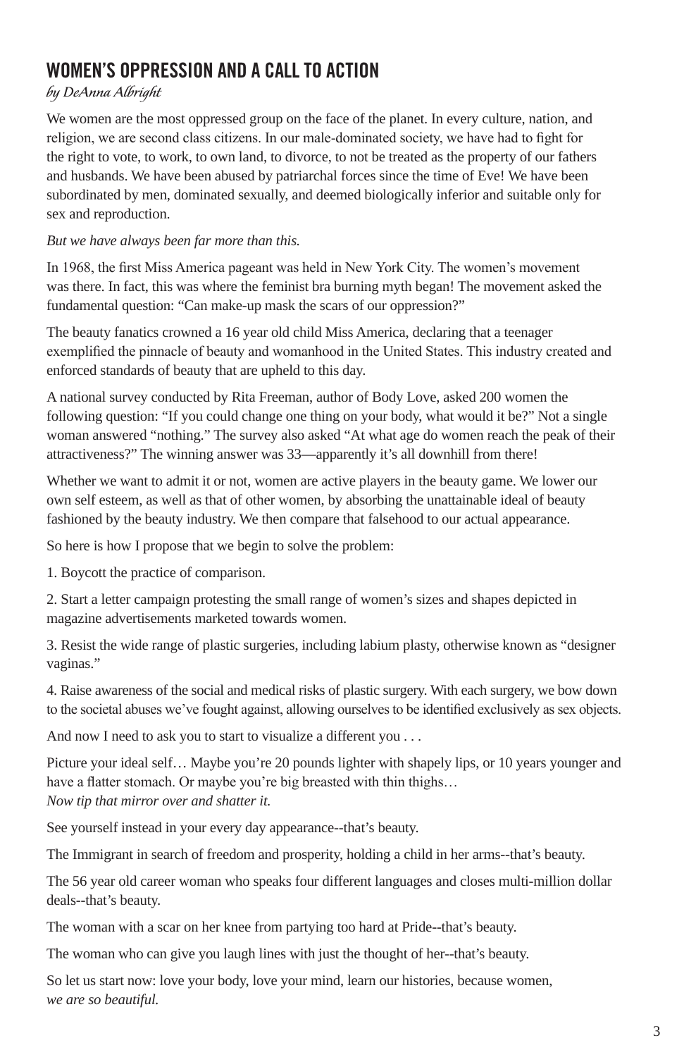## WOMEN'S OPPRESSION AND A CALL TO ACTION

*by DeAnna Albright*

We women are the most oppressed group on the face of the planet. In every culture, nation, and religion, we are second class citizens. In our male-dominated society, we have had to fight for the right to vote, to work, to own land, to divorce, to not be treated as the property of our fathers and husbands. We have been abused by patriarchal forces since the time of Eve! We have been subordinated by men, dominated sexually, and deemed biologically inferior and suitable only for sex and reproduction.

*But we have always been far more than this.*

In 1968, the first Miss America pageant was held in New York City. The women's movement was there. In fact, this was where the feminist bra burning myth began! The movement asked the fundamental question: "Can make-up mask the scars of our oppression?"

The beauty fanatics crowned a 16 year old child Miss America, declaring that a teenager exemplified the pinnacle of beauty and womanhood in the United States. This industry created and enforced standards of beauty that are upheld to this day.

A national survey conducted by Rita Freeman, author of Body Love, asked 200 women the following question: "If you could change one thing on your body, what would it be?" Not a single woman answered "nothing." The survey also asked "At what age do women reach the peak of their attractiveness?" The winning answer was 33—apparently it's all downhill from there!

Whether we want to admit it or not, women are active players in the beauty game. We lower our own self esteem, as well as that of other women, by absorbing the unattainable ideal of beauty fashioned by the beauty industry. We then compare that falsehood to our actual appearance.

So here is how I propose that we begin to solve the problem:

1. Boycott the practice of comparison.

2. Start a letter campaign protesting the small range of women's sizes and shapes depicted in magazine advertisements marketed towards women.

3. Resist the wide range of plastic surgeries, including labium plasty, otherwise known as "designer vaginas."

4. Raise awareness of the social and medical risks of plastic surgery. With each surgery, we bow down to the societal abuses we've fought against, allowing ourselves to be identified exclusively as sex objects.

And now I need to ask you to start to visualize a different you . . .

Picture your ideal self… Maybe you're 20 pounds lighter with shapely lips, or 10 years younger and have a flatter stomach. Or maybe you're big breasted with thin thighs…
*Now tip that mirror over and shatter it.*

See yourself instead in your every day appearance--that's beauty.

The Immigrant in search of freedom and prosperity, holding a child in her arms--that's beauty.

The 56 year old career woman who speaks four different languages and closes multi-million dollar deals--that's beauty.

The woman with a scar on her knee from partying too hard at Pride--that's beauty.

The woman who can give you laugh lines with just the thought of her--that's beauty.

So let us start now: love your body, love your mind, learn our histories, because women,
*we are so beautiful.*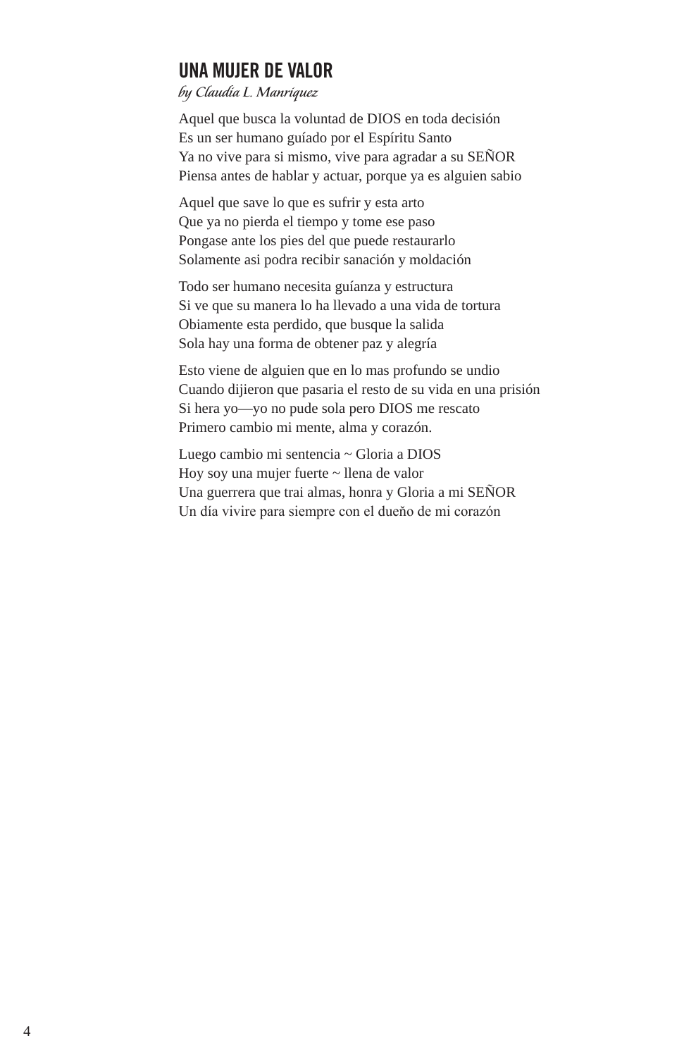## UNA MUJER DE VALOR

*by Claudia L. Manriquez*

Aquel que busca la voluntad de DIOS en toda decisión  
Es un ser humano guíado por el Espíritu Santo  
Ya no vive para si mismo, vive para agradar a su SEÑOR  
Piensa antes de hablar y actuar, porque ya es alguien sabio

Aquel que save lo que es sufrir y esta arto  
Que ya no pierda el tiempo y tome ese paso  
Pongase ante los pies del que puede restaurarlo  
Solamente asi podra recibir sanación y moldación

Todo ser humano necesita guíanza y estructura  
Si ve que su manera lo ha llevado a una vida de tortura  
Obiamente esta perdido, que busque la salida  
Sola hay una forma de obtener paz y alegría

Esto viene de alguien que en lo mas profundo se undio  
Cuando dijieron que pasaria el resto de su vida en una prisión  
Si hera yo—yo no pude sola pero DIOS me rescato  
Primero cambio mi mente, alma y corazón.

Luego cambio mi sentencia ~ Gloria a DIOS  
Hoy soy una mujer fuerte ~ llena de valor  
Una guerrera que trai almas, honra y Gloria a mi SEÑOR  
Un día vivire para siempre con el dueňo de mi corazón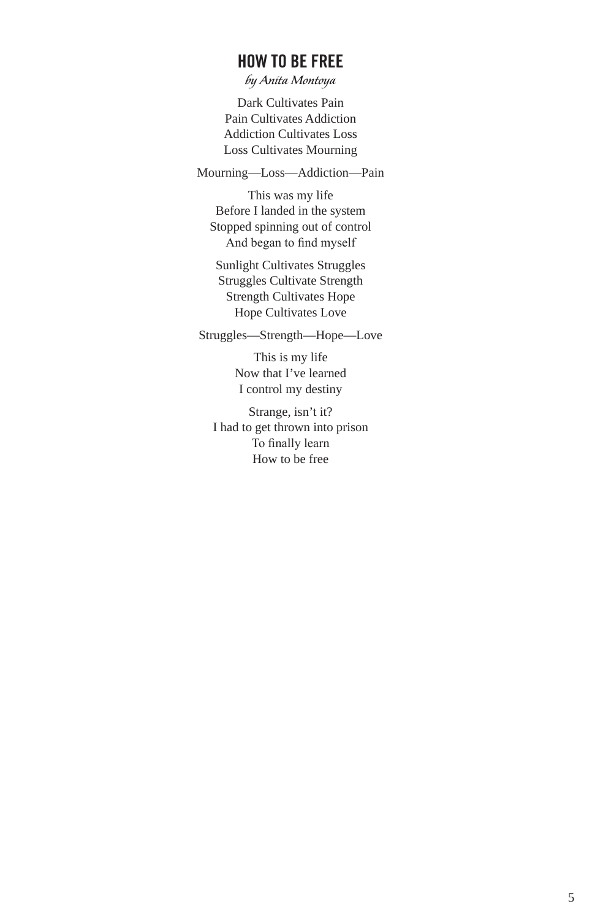## HOW TO BE FREE

*by Anita Montoya*

Dark Cultivates Pain
Pain Cultivates Addiction
Addiction Cultivates Loss
Loss Cultivates Mourning

Mourning—Loss—Addiction—Pain

This was my life
Before I landed in the system
Stopped spinning out of control
And began to find myself

Sunlight Cultivates Struggles
Struggles Cultivate Strength
Strength Cultivates Hope
Hope Cultivates Love

Struggles—Strength—Hope—Love

This is my life
Now that I've learned
I control my destiny

Strange, isn't it?
I had to get thrown into prison
To finally learn
How to be free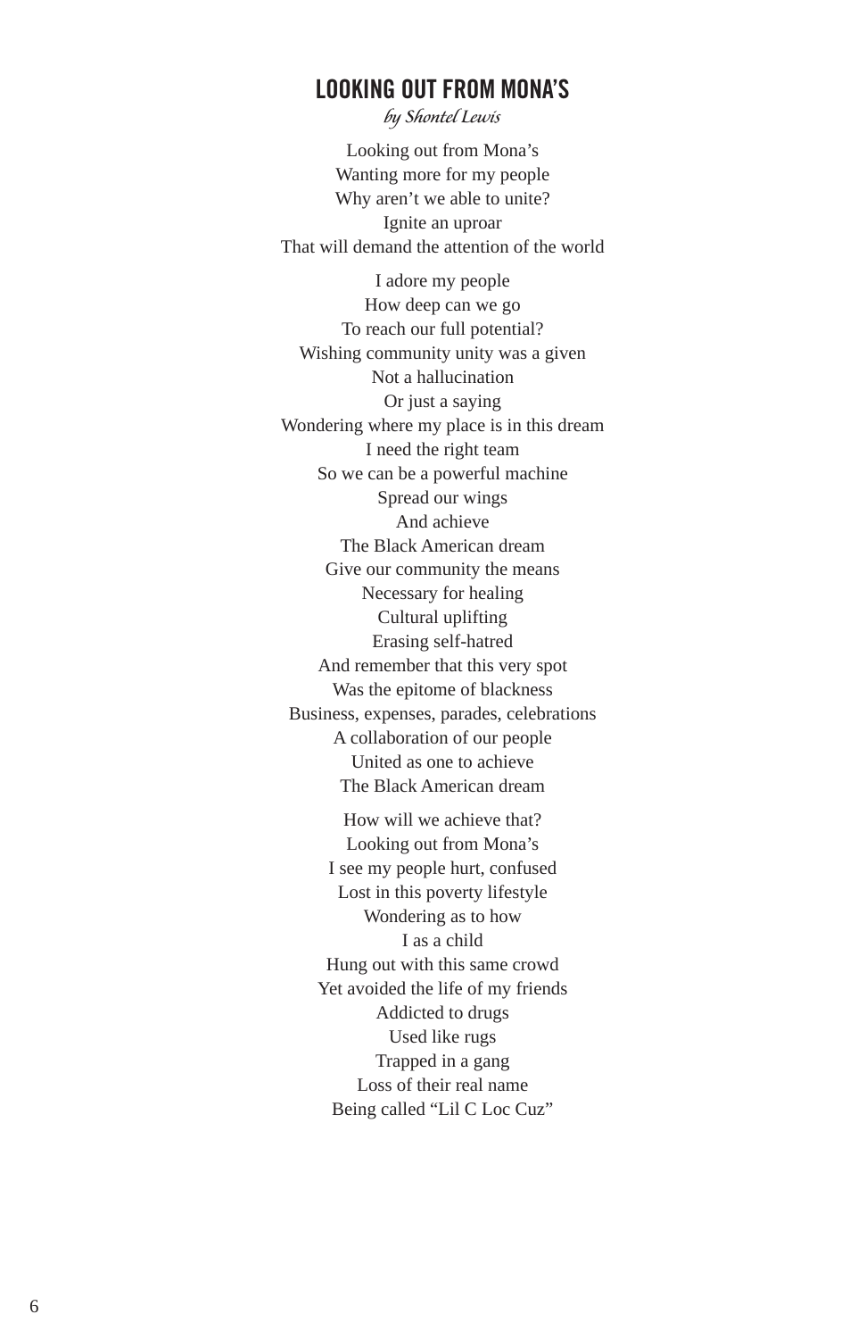## LOOKING OUT FROM MONA'S

*by Shontel Lewis*

Looking out from Mona's
Wanting more for my people
Why aren't we able to unite?
Ignite an uproar
That will demand the attention of the world

I adore my people
How deep can we go
To reach our full potential?
Wishing community unity was a given
Not a hallucination
Or just a saying
Wondering where my place is in this dream
I need the right team
So we can be a powerful machine
Spread our wings
And achieve
The Black American dream
Give our community the means
Necessary for healing
Cultural uplifting
Erasing self-hatred
And remember that this very spot
Was the epitome of blackness
Business, expenses, parades, celebrations
A collaboration of our people
United as one to achieve
The Black American dream

How will we achieve that?
Looking out from Mona's
I see my people hurt, confused
Lost in this poverty lifestyle
Wondering as to how
I as a child
Hung out with this same crowd
Yet avoided the life of my friends
Addicted to drugs
Used like rugs
Trapped in a gang
Loss of their real name
Being called "Lil C Loc Cuz"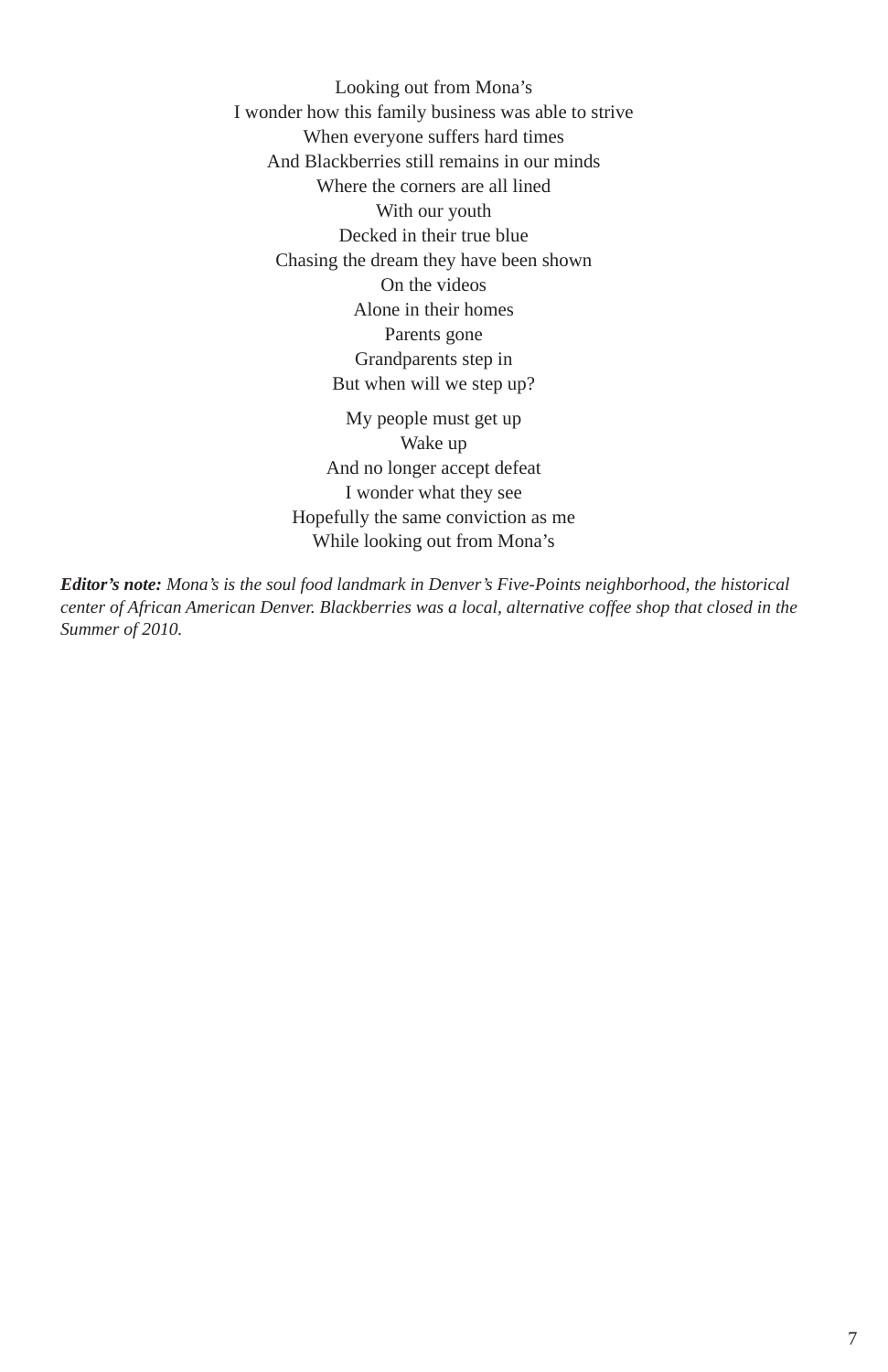Looking out from Mona's  
I wonder how this family business was able to strive  
When everyone suffers hard times  
And Blackberries still remains in our minds  
Where the corners are all lined  
With our youth  
Decked in their true blue  
Chasing the dream they have been shown  
On the videos  
Alone in their homes  
Parents gone  
Grandparents step in  
But when will we step up?

My people must get up  
Wake up  
And no longer accept defeat  
I wonder what they see  
Hopefully the same conviction as me  
While looking out from Mona's

***Editor's note:*** *Mona's is the soul food landmark in Denver's Five-Points neighborhood, the historical center of African American Denver. Blackberries was a local, alternative coffee shop that closed in the Summer of 2010.*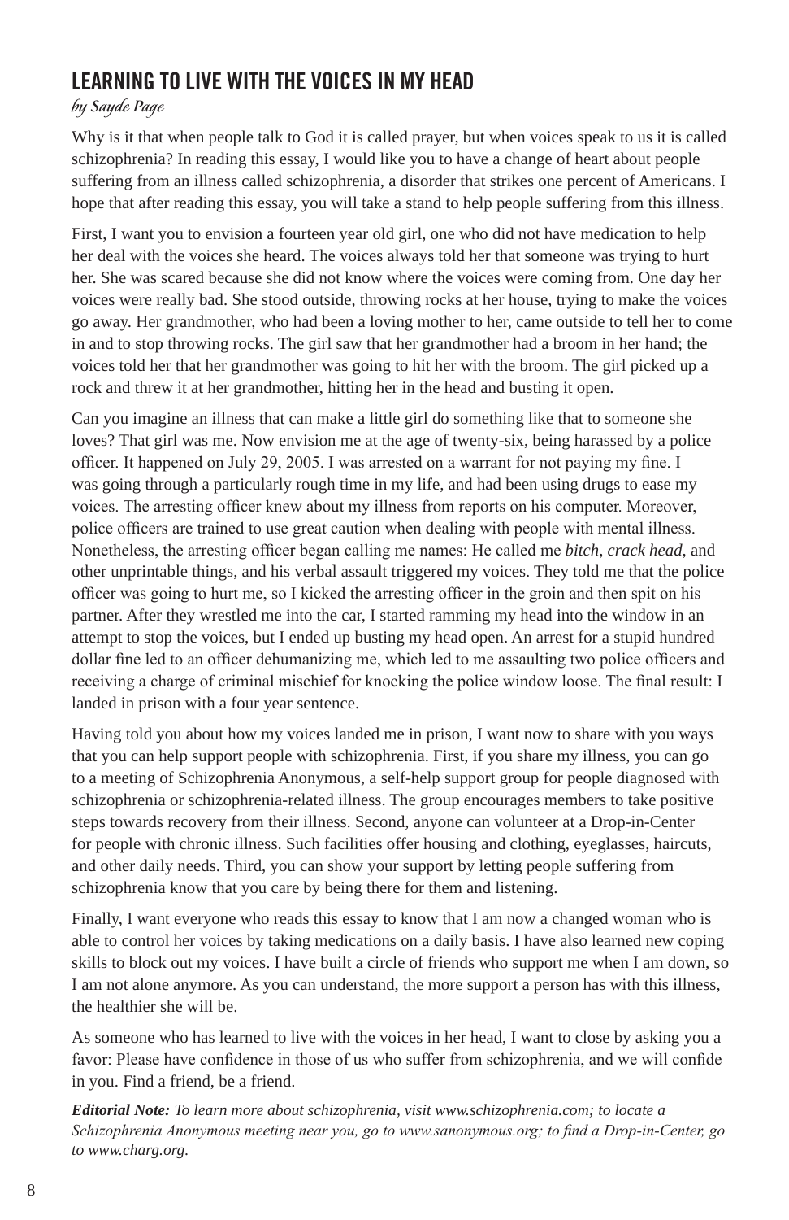## LEARNING TO LIVE WITH THE VOICES IN MY HEAD

*by Sayde Page*

Why is it that when people talk to God it is called prayer, but when voices speak to us it is called schizophrenia? In reading this essay, I would like you to have a change of heart about people suffering from an illness called schizophrenia, a disorder that strikes one percent of Americans. I hope that after reading this essay, you will take a stand to help people suffering from this illness.

First, I want you to envision a fourteen year old girl, one who did not have medication to help her deal with the voices she heard. The voices always told her that someone was trying to hurt her. She was scared because she did not know where the voices were coming from. One day her voices were really bad. She stood outside, throwing rocks at her house, trying to make the voices go away. Her grandmother, who had been a loving mother to her, came outside to tell her to come in and to stop throwing rocks. The girl saw that her grandmother had a broom in her hand; the voices told her that her grandmother was going to hit her with the broom. The girl picked up a rock and threw it at her grandmother, hitting her in the head and busting it open.

Can you imagine an illness that can make a little girl do something like that to someone she loves? That girl was me. Now envision me at the age of twenty-six, being harassed by a police officer. It happened on July 29, 2005. I was arrested on a warrant for not paying my fine. I was going through a particularly rough time in my life, and had been using drugs to ease my voices. The arresting officer knew about my illness from reports on his computer. Moreover, police officers are trained to use great caution when dealing with people with mental illness. Nonetheless, the arresting officer began calling me names: He called me *bitch*, *crack head*, and other unprintable things, and his verbal assault triggered my voices. They told me that the police officer was going to hurt me, so I kicked the arresting officer in the groin and then spit on his partner. After they wrestled me into the car, I started ramming my head into the window in an attempt to stop the voices, but I ended up busting my head open. An arrest for a stupid hundred dollar fine led to an officer dehumanizing me, which led to me assaulting two police officers and receiving a charge of criminal mischief for knocking the police window loose. The final result: I landed in prison with a four year sentence.

Having told you about how my voices landed me in prison, I want now to share with you ways that you can help support people with schizophrenia. First, if you share my illness, you can go to a meeting of Schizophrenia Anonymous, a self-help support group for people diagnosed with schizophrenia or schizophrenia-related illness. The group encourages members to take positive steps towards recovery from their illness. Second, anyone can volunteer at a Drop-in-Center for people with chronic illness. Such facilities offer housing and clothing, eyeglasses, haircuts, and other daily needs. Third, you can show your support by letting people suffering from schizophrenia know that you care by being there for them and listening.

Finally, I want everyone who reads this essay to know that I am now a changed woman who is able to control her voices by taking medications on a daily basis. I have also learned new coping skills to block out my voices. I have built a circle of friends who support me when I am down, so I am not alone anymore. As you can understand, the more support a person has with this illness, the healthier she will be.

As someone who has learned to live with the voices in her head, I want to close by asking you a favor: Please have confidence in those of us who suffer from schizophrenia, and we will confide in you. Find a friend, be a friend.

***Editorial Note:*** *To learn more about schizophrenia, visit www.schizophrenia.com; to locate a Schizophrenia Anonymous meeting near you, go to www.sanonymous.org; to find a Drop-in-Center, go to www.charg.org.*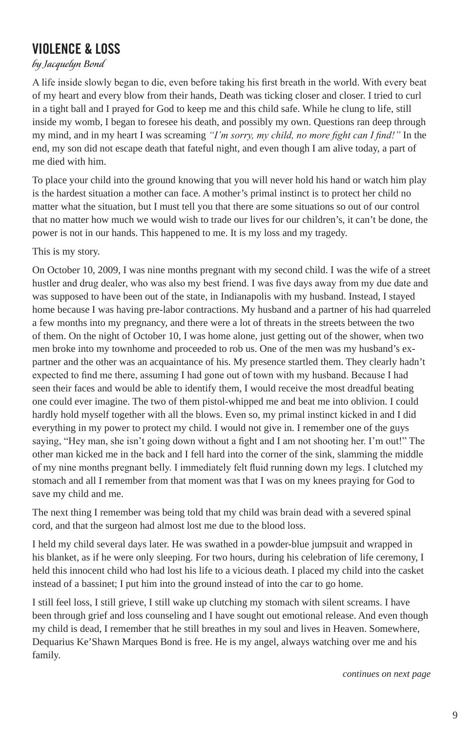## VIOLENCE & LOSS

*by Jacquelyn Bond*

A life inside slowly began to die, even before taking his first breath in the world. With every beat of my heart and every blow from their hands, Death was ticking closer and closer. I tried to curl in a tight ball and I prayed for God to keep me and this child safe. While he clung to life, still inside my womb, I began to foresee his death, and possibly my own. Questions ran deep through my mind, and in my heart I was screaming *"I'm sorry, my child, no more fight can I find!"* In the end, my son did not escape death that fateful night, and even though I am alive today, a part of me died with him.

To place your child into the ground knowing that you will never hold his hand or watch him play is the hardest situation a mother can face. A mother's primal instinct is to protect her child no matter what the situation, but I must tell you that there are some situations so out of our control that no matter how much we would wish to trade our lives for our children's, it can't be done, the power is not in our hands. This happened to me. It is my loss and my tragedy.

This is my story.

On October 10, 2009, I was nine months pregnant with my second child. I was the wife of a street hustler and drug dealer, who was also my best friend. I was five days away from my due date and was supposed to have been out of the state, in Indianapolis with my husband. Instead, I stayed home because I was having pre-labor contractions. My husband and a partner of his had quarreled a few months into my pregnancy, and there were a lot of threats in the streets between the two of them. On the night of October 10, I was home alone, just getting out of the shower, when two men broke into my townhome and proceeded to rob us. One of the men was my husband's ex-partner and the other was an acquaintance of his. My presence startled them. They clearly hadn't expected to find me there, assuming I had gone out of town with my husband. Because I had seen their faces and would be able to identify them, I would receive the most dreadful beating one could ever imagine. The two of them pistol-whipped me and beat me into oblivion. I could hardly hold myself together with all the blows. Even so, my primal instinct kicked in and I did everything in my power to protect my child. I would not give in. I remember one of the guys saying, "Hey man, she isn't going down without a fight and I am not shooting her. I'm out!" The other man kicked me in the back and I fell hard into the corner of the sink, slamming the middle of my nine months pregnant belly. I immediately felt fluid running down my legs. I clutched my stomach and all I remember from that moment was that I was on my knees praying for God to save my child and me.

The next thing I remember was being told that my child was brain dead with a severed spinal cord, and that the surgeon had almost lost me due to the blood loss.

I held my child several days later. He was swathed in a powder-blue jumpsuit and wrapped in his blanket, as if he were only sleeping. For two hours, during his celebration of life ceremony, I held this innocent child who had lost his life to a vicious death. I placed my child into the casket instead of a bassinet; I put him into the ground instead of into the car to go home.

I still feel loss, I still grieve, I still wake up clutching my stomach with silent screams. I have been through grief and loss counseling and I have sought out emotional release. And even though my child is dead, I remember that he still breathes in my soul and lives in Heaven. Somewhere, Dequarius Ke'Shawn Marques Bond is free. He is my angel, always watching over me and his family.

*continues on next page*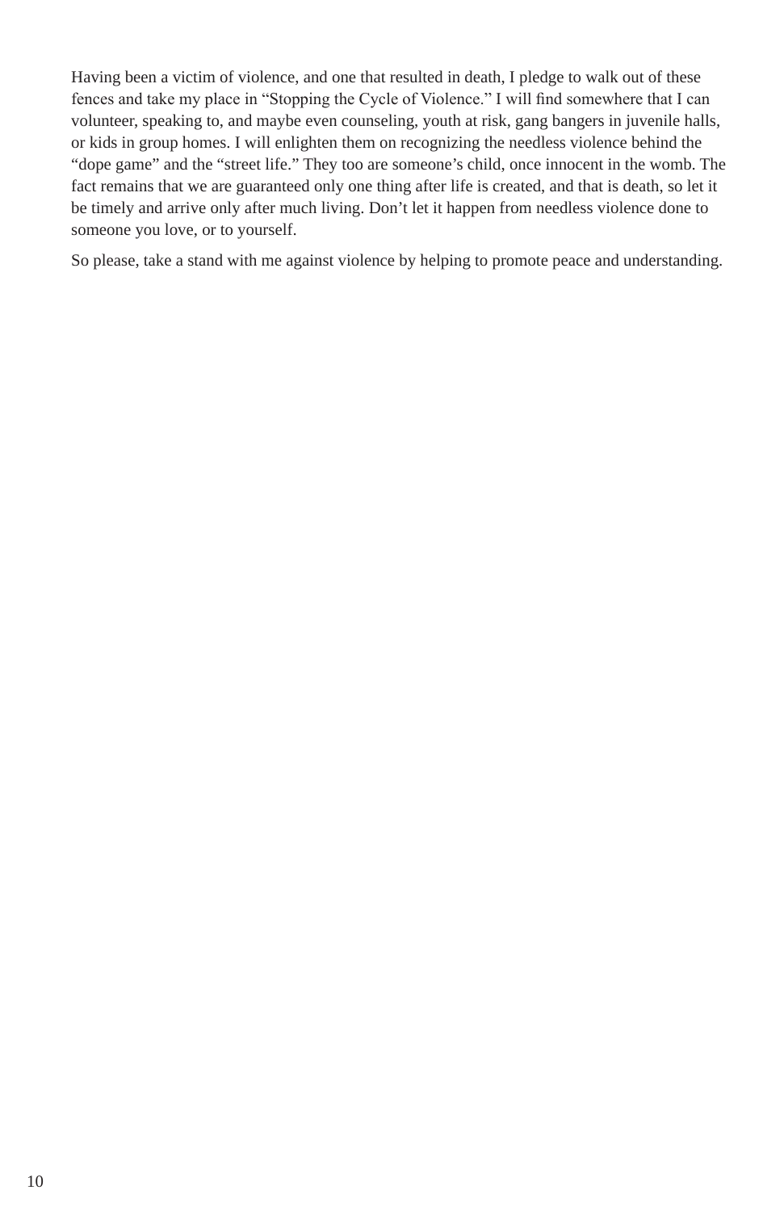Having been a victim of violence, and one that resulted in death, I pledge to walk out of these fences and take my place in “Stopping the Cycle of Violence.” I will find somewhere that I can volunteer, speaking to, and maybe even counseling, youth at risk, gang bangers in juvenile halls, or kids in group homes. I will enlighten them on recognizing the needless violence behind the “dope game” and the “street life.” They too are someone’s child, once innocent in the womb. The fact remains that we are guaranteed only one thing after life is created, and that is death, so let it be timely and arrive only after much living. Don’t let it happen from needless violence done to someone you love, or to yourself.

So please, take a stand with me against violence by helping to promote peace and understanding.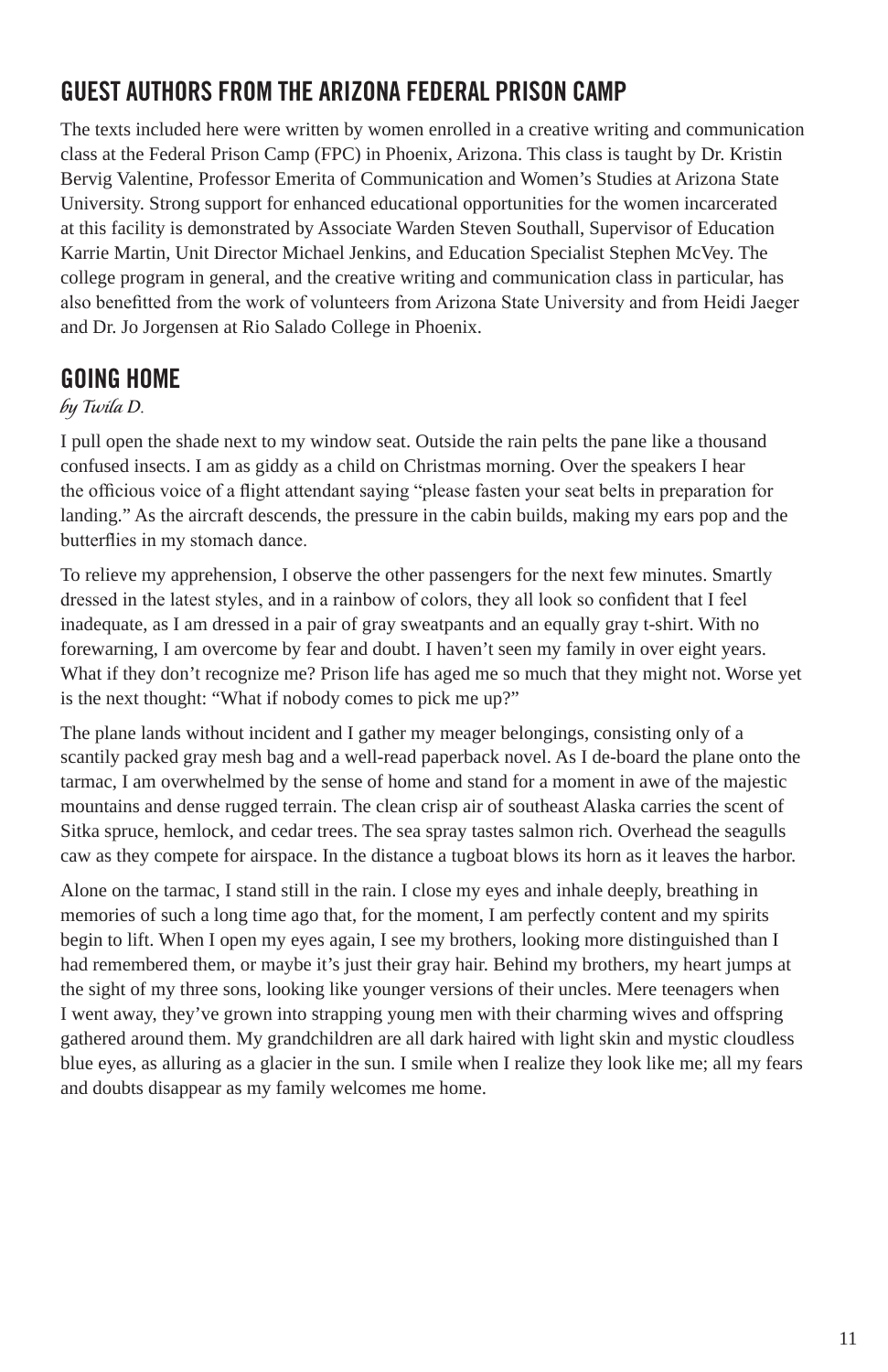## GUEST AUTHORS FROM THE ARIZONA FEDERAL PRISON CAMP

The texts included here were written by women enrolled in a creative writing and communication class at the Federal Prison Camp (FPC) in Phoenix, Arizona. This class is taught by Dr. Kristin Bervig Valentine, Professor Emerita of Communication and Women's Studies at Arizona State University. Strong support for enhanced educational opportunities for the women incarcerated at this facility is demonstrated by Associate Warden Steven Southall, Supervisor of Education Karrie Martin, Unit Director Michael Jenkins, and Education Specialist Stephen McVey. The college program in general, and the creative writing and communication class in particular, has also benefitted from the work of volunteers from Arizona State University and from Heidi Jaeger and Dr. Jo Jorgensen at Rio Salado College in Phoenix.

## GOING HOME

*by Twila D.*

I pull open the shade next to my window seat. Outside the rain pelts the pane like a thousand confused insects. I am as giddy as a child on Christmas morning. Over the speakers I hear the officious voice of a flight attendant saying "please fasten your seat belts in preparation for landing." As the aircraft descends, the pressure in the cabin builds, making my ears pop and the butterflies in my stomach dance.

To relieve my apprehension, I observe the other passengers for the next few minutes. Smartly dressed in the latest styles, and in a rainbow of colors, they all look so confident that I feel inadequate, as I am dressed in a pair of gray sweatpants and an equally gray t-shirt. With no forewarning, I am overcome by fear and doubt. I haven't seen my family in over eight years. What if they don't recognize me? Prison life has aged me so much that they might not. Worse yet is the next thought: "What if nobody comes to pick me up?"

The plane lands without incident and I gather my meager belongings, consisting only of a scantily packed gray mesh bag and a well-read paperback novel. As I de-board the plane onto the tarmac, I am overwhelmed by the sense of home and stand for a moment in awe of the majestic mountains and dense rugged terrain. The clean crisp air of southeast Alaska carries the scent of Sitka spruce, hemlock, and cedar trees. The sea spray tastes salmon rich. Overhead the seagulls caw as they compete for airspace. In the distance a tugboat blows its horn as it leaves the harbor.

Alone on the tarmac, I stand still in the rain. I close my eyes and inhale deeply, breathing in memories of such a long time ago that, for the moment, I am perfectly content and my spirits begin to lift. When I open my eyes again, I see my brothers, looking more distinguished than I had remembered them, or maybe it's just their gray hair. Behind my brothers, my heart jumps at the sight of my three sons, looking like younger versions of their uncles. Mere teenagers when I went away, they've grown into strapping young men with their charming wives and offspring gathered around them. My grandchildren are all dark haired with light skin and mystic cloudless blue eyes, as alluring as a glacier in the sun. I smile when I realize they look like me; all my fears and doubts disappear as my family welcomes me home.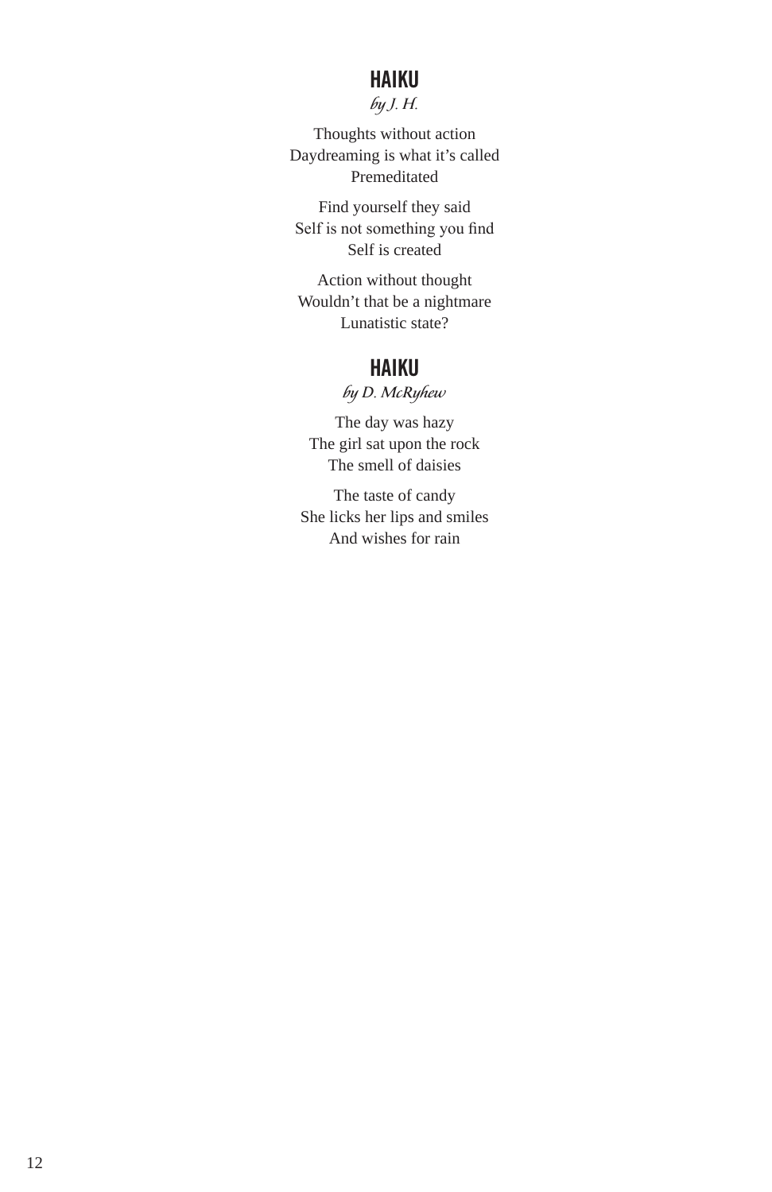## HAIKU

*by J. H.*

Thoughts without action
Daydreaming is what it's called
Premeditated

Find yourself they said
Self is not something you find
Self is created

Action without thought
Wouldn't that be a nightmare
Lunatistic state?

## HAIKU

*by D. McRyhew*

The day was hazy
The girl sat upon the rock
The smell of daisies

The taste of candy
She licks her lips and smiles
And wishes for rain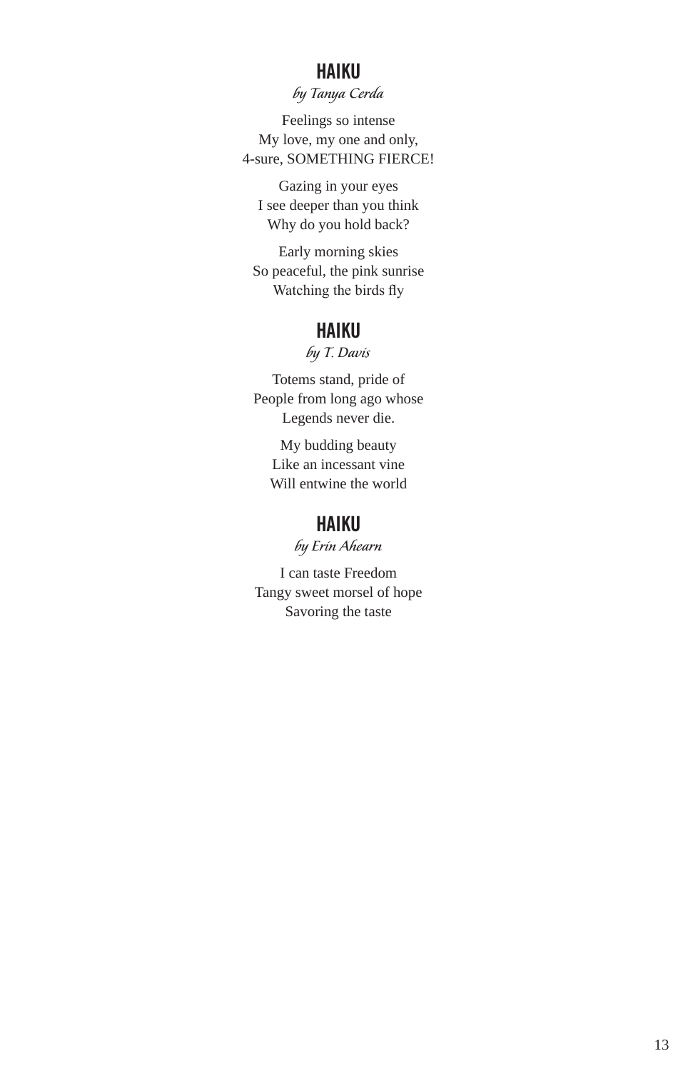## HAIKU

*by Tanya Cerda*

Feelings so intense  
My love, my one and only,  
4-sure, SOMETHING FIERCE!

Gazing in your eyes  
I see deeper than you think  
Why do you hold back?

Early morning skies  
So peaceful, the pink sunrise  
Watching the birds fly

## HAIKU

*by T. Davis*

Totems stand, pride of  
People from long ago whose  
Legends never die.

My budding beauty  
Like an incessant vine  
Will entwine the world

## HAIKU

*by Erin Ahearn*

I can taste Freedom  
Tangy sweet morsel of hope  
Savoring the taste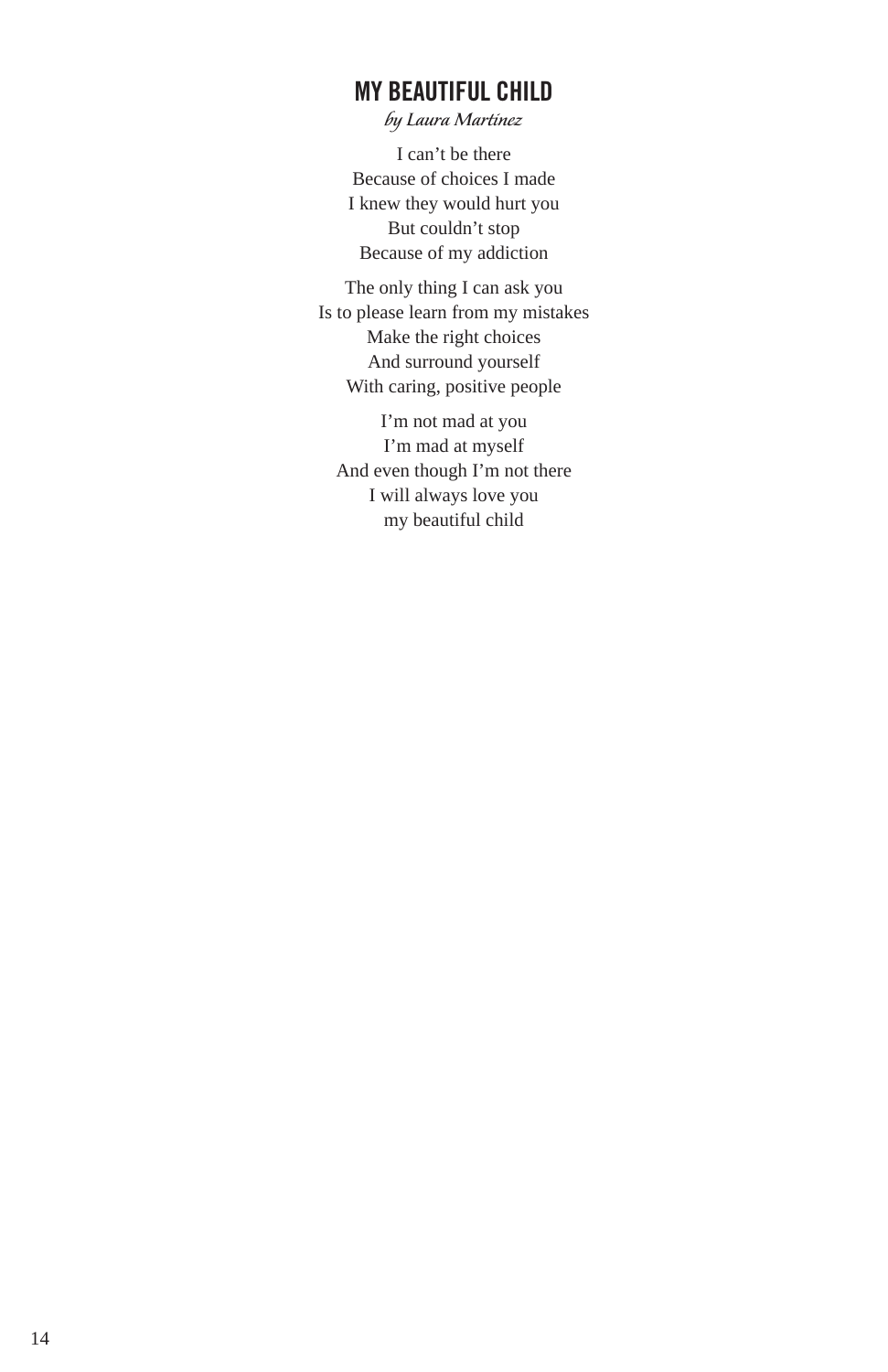## MY BEAUTIFUL CHILD

*by Laura Martínez*

I can't be there  
Because of choices I made  
I knew they would hurt you  
But couldn't stop  
Because of my addiction

The only thing I can ask you  
Is to please learn from my mistakes  
Make the right choices  
And surround yourself  
With caring, positive people

I'm not mad at you  
I'm mad at myself  
And even though I'm not there  
I will always love you  
my beautiful child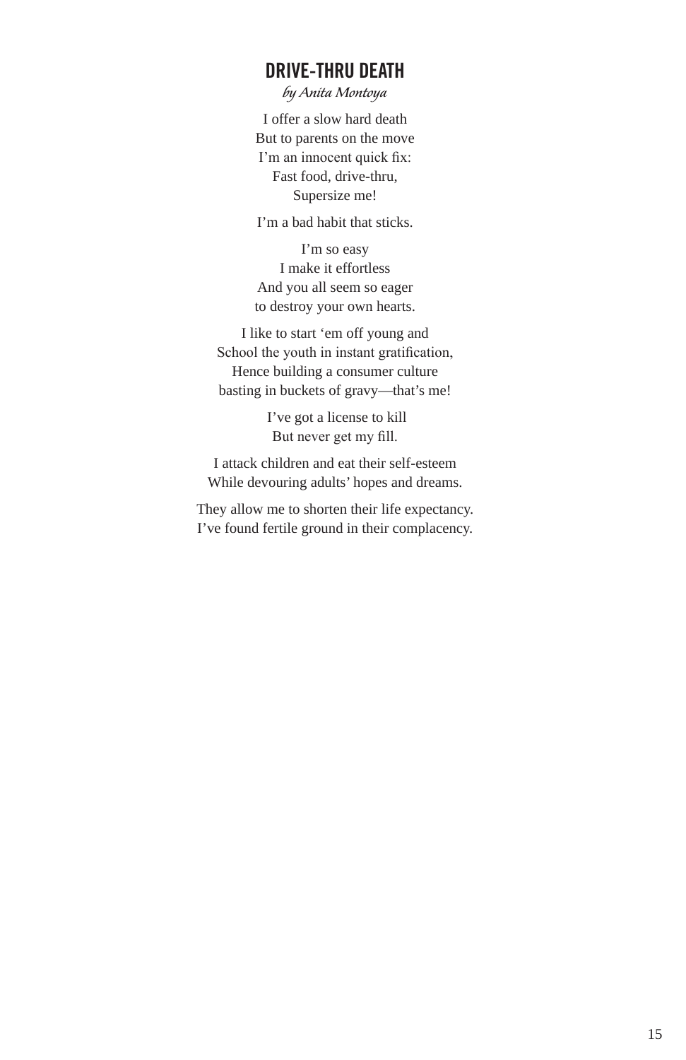## DRIVE-THRU DEATH

*by Anita Montoya*

I offer a slow hard death  
But to parents on the move  
I'm an innocent quick fix:  
Fast food, drive-thru,  
Supersize me!

I'm a bad habit that sticks.

I'm so easy  
I make it effortless  
And you all seem so eager  
to destroy your own hearts.

I like to start 'em off young and  
School the youth in instant gratification,  
Hence building a consumer culture  
basting in buckets of gravy—that's me!

I've got a license to kill  
But never get my fill.

I attack children and eat their self-esteem  
While devouring adults' hopes and dreams.

They allow me to shorten their life expectancy.  
I've found fertile ground in their complacency.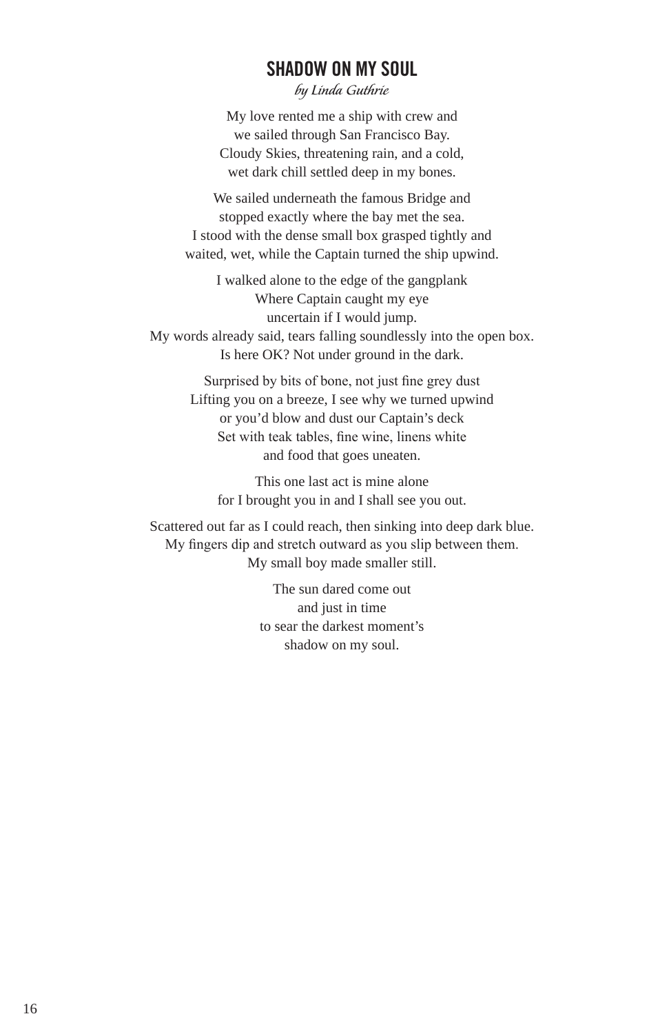## SHADOW ON MY SOUL

*by Linda Guthrie*

My love rented me a ship with crew and
we sailed through San Francisco Bay.
Cloudy Skies, threatening rain, and a cold,
wet dark chill settled deep in my bones.

We sailed underneath the famous Bridge and
stopped exactly where the bay met the sea.
I stood with the dense small box grasped tightly and
waited, wet, while the Captain turned the ship upwind.

I walked alone to the edge of the gangplank
Where Captain caught my eye
uncertain if I would jump.
My words already said, tears falling soundlessly into the open box.
Is here OK? Not under ground in the dark.

Surprised by bits of bone, not just fine grey dust
Lifting you on a breeze, I see why we turned upwind
or you'd blow and dust our Captain's deck
Set with teak tables, fine wine, linens white
and food that goes uneaten.

This one last act is mine alone
for I brought you in and I shall see you out.

Scattered out far as I could reach, then sinking into deep dark blue.
My fingers dip and stretch outward as you slip between them.
My small boy made smaller still.

The sun dared come out
and just in time
to sear the darkest moment's
shadow on my soul.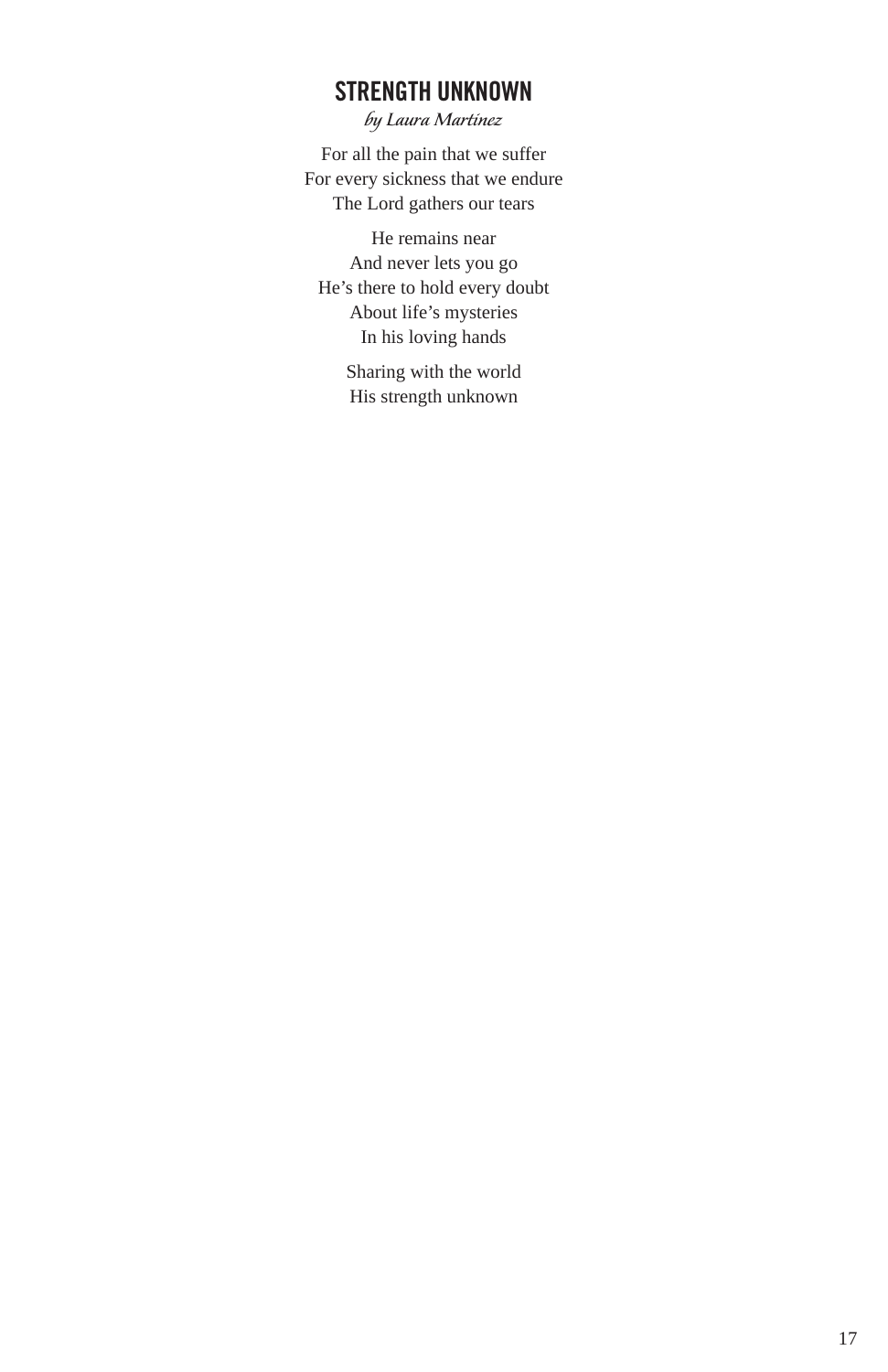## STRENGTH UNKNOWN

*by Laura Martínez*

For all the pain that we suffer  
For every sickness that we endure  
The Lord gathers our tears

He remains near  
And never lets you go  
He's there to hold every doubt  
About life's mysteries  
In his loving hands

Sharing with the world  
His strength unknown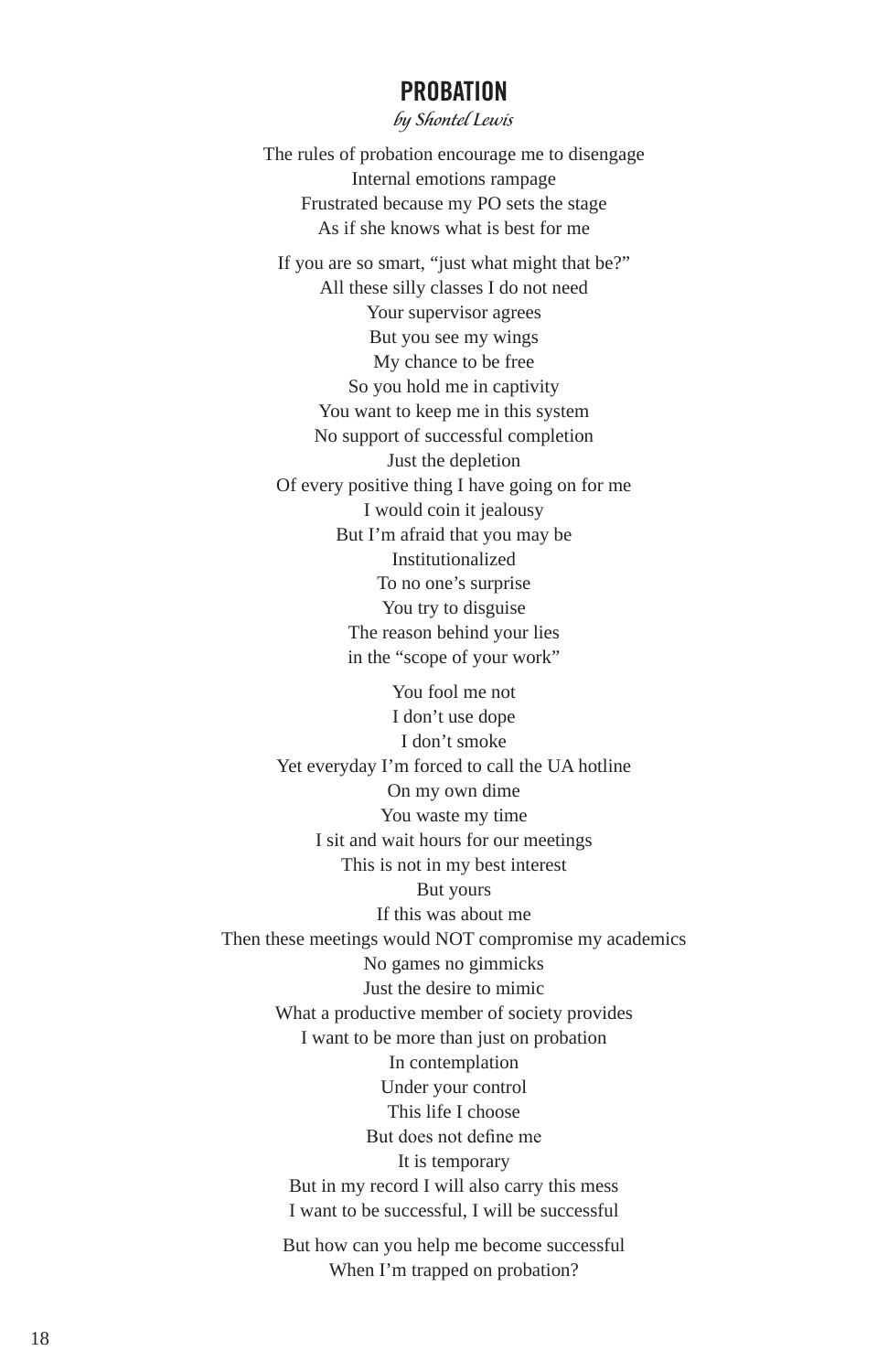# PROBATION

*by Shontel Lewis*

The rules of probation encourage me to disengage
Internal emotions rampage
Frustrated because my PO sets the stage
As if she knows what is best for me

If you are so smart, "just what might that be?"
All these silly classes I do not need
Your supervisor agrees
But you see my wings
My chance to be free
So you hold me in captivity
You want to keep me in this system
No support of successful completion
Just the depletion
Of every positive thing I have going on for me
I would coin it jealousy
But I'm afraid that you may be
Institutionalized
To no one's surprise
You try to disguise
The reason behind your lies
in the "scope of your work"

You fool me not
I don't use dope
I don't smoke
Yet everyday I'm forced to call the UA hotline
On my own dime
You waste my time
I sit and wait hours for our meetings
This is not in my best interest
But yours
If this was about me
Then these meetings would NOT compromise my academics
No games no gimmicks
Just the desire to mimic
What a productive member of society provides
I want to be more than just on probation
In contemplation
Under your control
This life I choose
But does not define me
It is temporary
But in my record I will also carry this mess
I want to be successful, I will be successful

But how can you help me become successful
When I'm trapped on probation?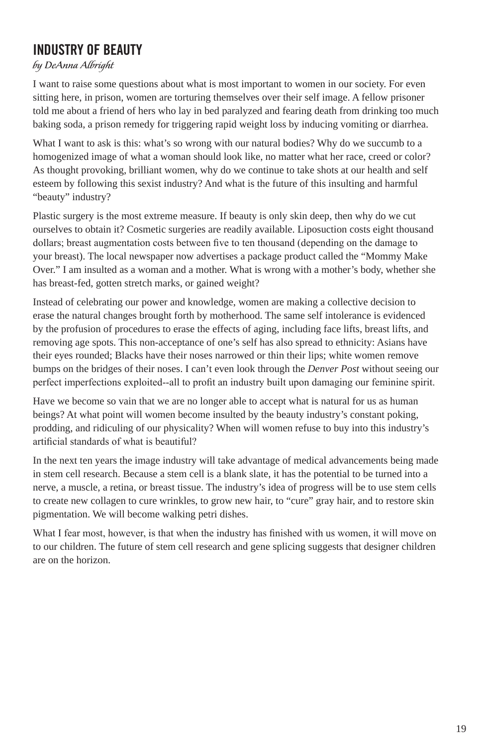## INDUSTRY OF BEAUTY

*by DeAnna Albright*

I want to raise some questions about what is most important to women in our society. For even sitting here, in prison, women are torturing themselves over their self image. A fellow prisoner told me about a friend of hers who lay in bed paralyzed and fearing death from drinking too much baking soda, a prison remedy for triggering rapid weight loss by inducing vomiting or diarrhea.

What I want to ask is this: what's so wrong with our natural bodies? Why do we succumb to a homogenized image of what a woman should look like, no matter what her race, creed or color? As thought provoking, brilliant women, why do we continue to take shots at our health and self esteem by following this sexist industry? And what is the future of this insulting and harmful "beauty" industry?

Plastic surgery is the most extreme measure. If beauty is only skin deep, then why do we cut ourselves to obtain it? Cosmetic surgeries are readily available. Liposuction costs eight thousand dollars; breast augmentation costs between five to ten thousand (depending on the damage to your breast). The local newspaper now advertises a package product called the "Mommy Make Over." I am insulted as a woman and a mother. What is wrong with a mother's body, whether she has breast-fed, gotten stretch marks, or gained weight?

Instead of celebrating our power and knowledge, women are making a collective decision to erase the natural changes brought forth by motherhood. The same self intolerance is evidenced by the profusion of procedures to erase the effects of aging, including face lifts, breast lifts, and removing age spots. This non-acceptance of one's self has also spread to ethnicity: Asians have their eyes rounded; Blacks have their noses narrowed or thin their lips; white women remove bumps on the bridges of their noses. I can't even look through the *Denver Post* without seeing our perfect imperfections exploited--all to profit an industry built upon damaging our feminine spirit.

Have we become so vain that we are no longer able to accept what is natural for us as human beings? At what point will women become insulted by the beauty industry's constant poking, prodding, and ridiculing of our physicality? When will women refuse to buy into this industry's artificial standards of what is beautiful?

In the next ten years the image industry will take advantage of medical advancements being made in stem cell research. Because a stem cell is a blank slate, it has the potential to be turned into a nerve, a muscle, a retina, or breast tissue. The industry's idea of progress will be to use stem cells to create new collagen to cure wrinkles, to grow new hair, to "cure" gray hair, and to restore skin pigmentation. We will become walking petri dishes.

What I fear most, however, is that when the industry has finished with us women, it will move on to our children. The future of stem cell research and gene splicing suggests that designer children are on the horizon.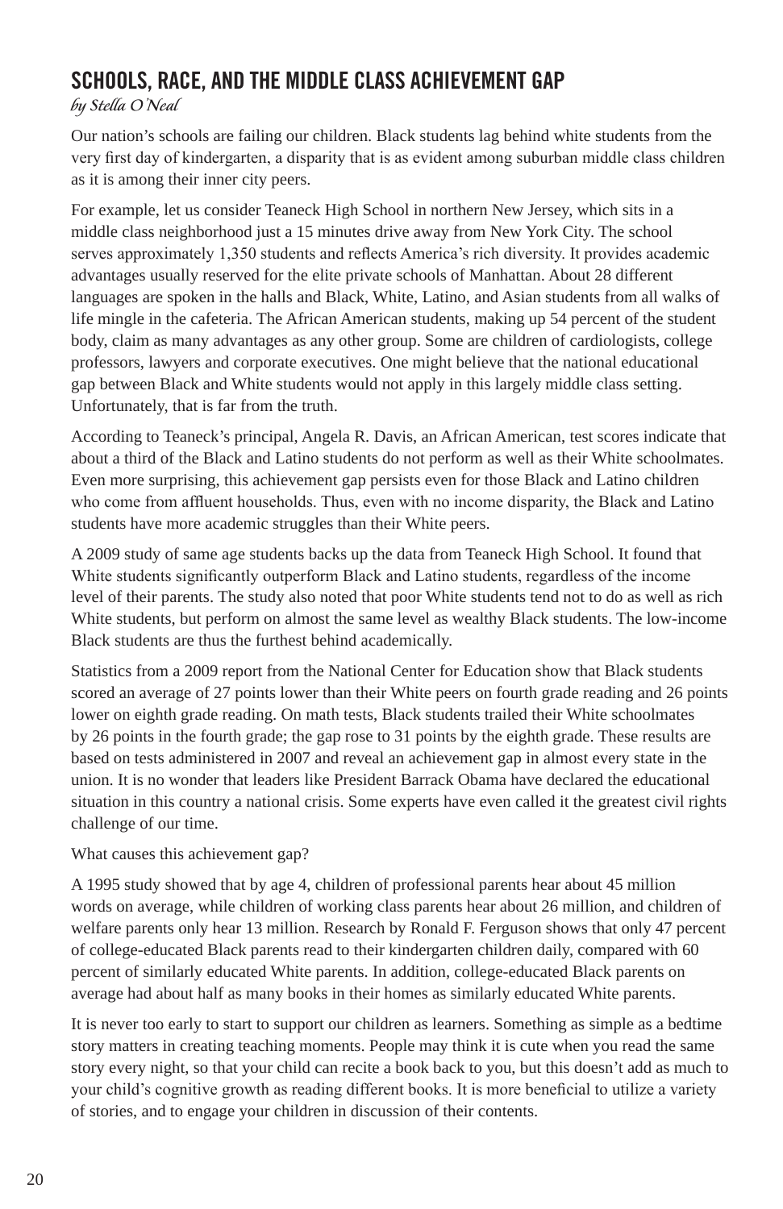## SCHOOLS, RACE, AND THE MIDDLE CLASS ACHIEVEMENT GAP

*by Stella O'Neal*

Our nation's schools are failing our children. Black students lag behind white students from the very first day of kindergarten, a disparity that is as evident among suburban middle class children as it is among their inner city peers.

For example, let us consider Teaneck High School in northern New Jersey, which sits in a middle class neighborhood just a 15 minutes drive away from New York City. The school serves approximately 1,350 students and reflects America's rich diversity. It provides academic advantages usually reserved for the elite private schools of Manhattan. About 28 different languages are spoken in the halls and Black, White, Latino, and Asian students from all walks of life mingle in the cafeteria. The African American students, making up 54 percent of the student body, claim as many advantages as any other group. Some are children of cardiologists, college professors, lawyers and corporate executives. One might believe that the national educational gap between Black and White students would not apply in this largely middle class setting. Unfortunately, that is far from the truth.

According to Teaneck's principal, Angela R. Davis, an African American, test scores indicate that about a third of the Black and Latino students do not perform as well as their White schoolmates. Even more surprising, this achievement gap persists even for those Black and Latino children who come from affluent households. Thus, even with no income disparity, the Black and Latino students have more academic struggles than their White peers.

A 2009 study of same age students backs up the data from Teaneck High School. It found that White students significantly outperform Black and Latino students, regardless of the income level of their parents. The study also noted that poor White students tend not to do as well as rich White students, but perform on almost the same level as wealthy Black students. The low-income Black students are thus the furthest behind academically.

Statistics from a 2009 report from the National Center for Education show that Black students scored an average of 27 points lower than their White peers on fourth grade reading and 26 points lower on eighth grade reading. On math tests, Black students trailed their White schoolmates by 26 points in the fourth grade; the gap rose to 31 points by the eighth grade. These results are based on tests administered in 2007 and reveal an achievement gap in almost every state in the union. It is no wonder that leaders like President Barrack Obama have declared the educational situation in this country a national crisis. Some experts have even called it the greatest civil rights challenge of our time.

What causes this achievement gap?

A 1995 study showed that by age 4, children of professional parents hear about 45 million words on average, while children of working class parents hear about 26 million, and children of welfare parents only hear 13 million. Research by Ronald F. Ferguson shows that only 47 percent of college-educated Black parents read to their kindergarten children daily, compared with 60 percent of similarly educated White parents. In addition, college-educated Black parents on average had about half as many books in their homes as similarly educated White parents.

It is never too early to start to support our children as learners. Something as simple as a bedtime story matters in creating teaching moments. People may think it is cute when you read the same story every night, so that your child can recite a book back to you, but this doesn't add as much to your child's cognitive growth as reading different books. It is more beneficial to utilize a variety of stories, and to engage your children in discussion of their contents.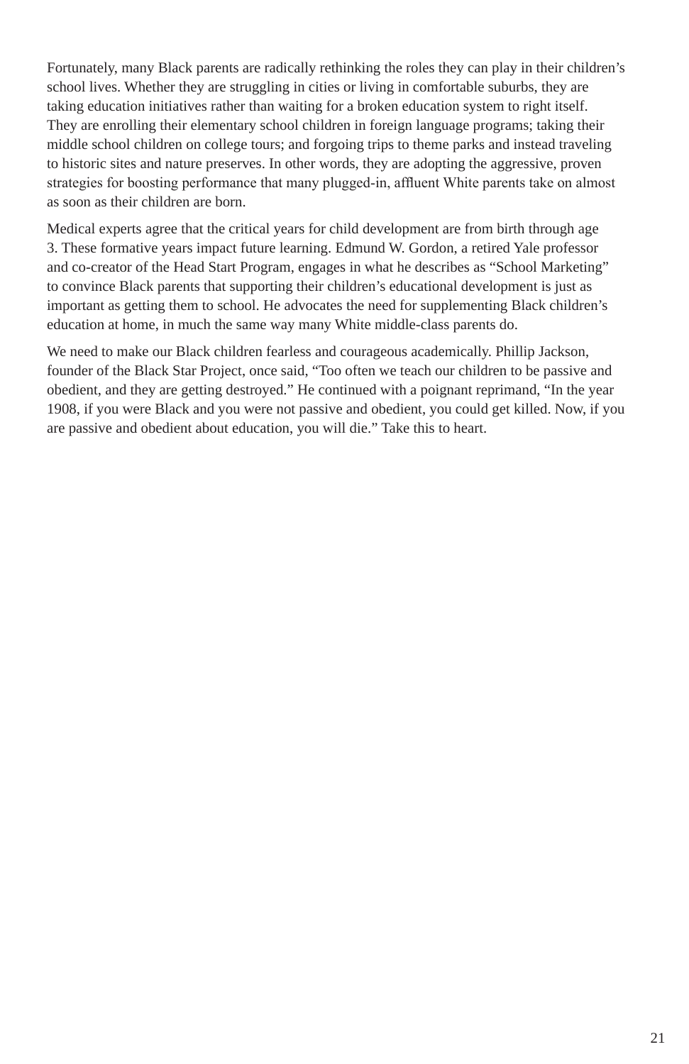Fortunately, many Black parents are radically rethinking the roles they can play in their children's school lives. Whether they are struggling in cities or living in comfortable suburbs, they are taking education initiatives rather than waiting for a broken education system to right itself. They are enrolling their elementary school children in foreign language programs; taking their middle school children on college tours; and forgoing trips to theme parks and instead traveling to historic sites and nature preserves. In other words, they are adopting the aggressive, proven strategies for boosting performance that many plugged-in, affluent White parents take on almost as soon as their children are born.

Medical experts agree that the critical years for child development are from birth through age 3. These formative years impact future learning. Edmund W. Gordon, a retired Yale professor and co-creator of the Head Start Program, engages in what he describes as "School Marketing" to convince Black parents that supporting their children's educational development is just as important as getting them to school. He advocates the need for supplementing Black children's education at home, in much the same way many White middle-class parents do.

We need to make our Black children fearless and courageous academically. Phillip Jackson, founder of the Black Star Project, once said, "Too often we teach our children to be passive and obedient, and they are getting destroyed." He continued with a poignant reprimand, "In the year 1908, if you were Black and you were not passive and obedient, you could get killed. Now, if you are passive and obedient about education, you will die." Take this to heart.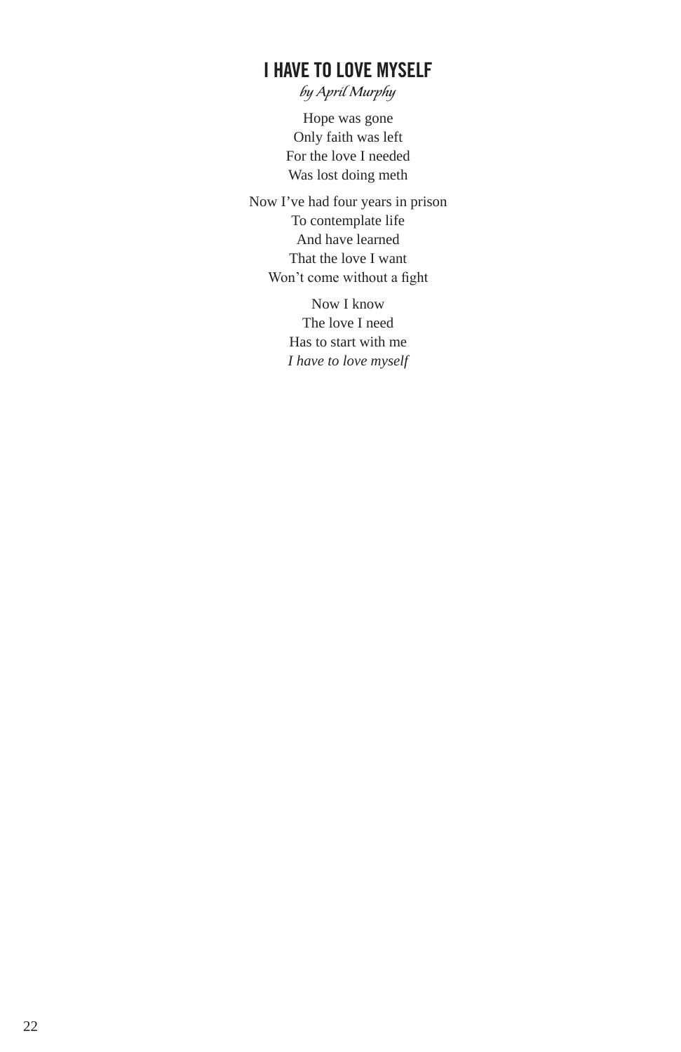## I HAVE TO LOVE MYSELF

*by April Murphy*

Hope was gone  
Only faith was left  
For the love I needed  
Was lost doing meth

Now I've had four years in prison  
To contemplate life  
And have learned  
That the love I want  
Won't come without a fight

Now I know  
The love I need  
Has to start with me  
*I have to love myself*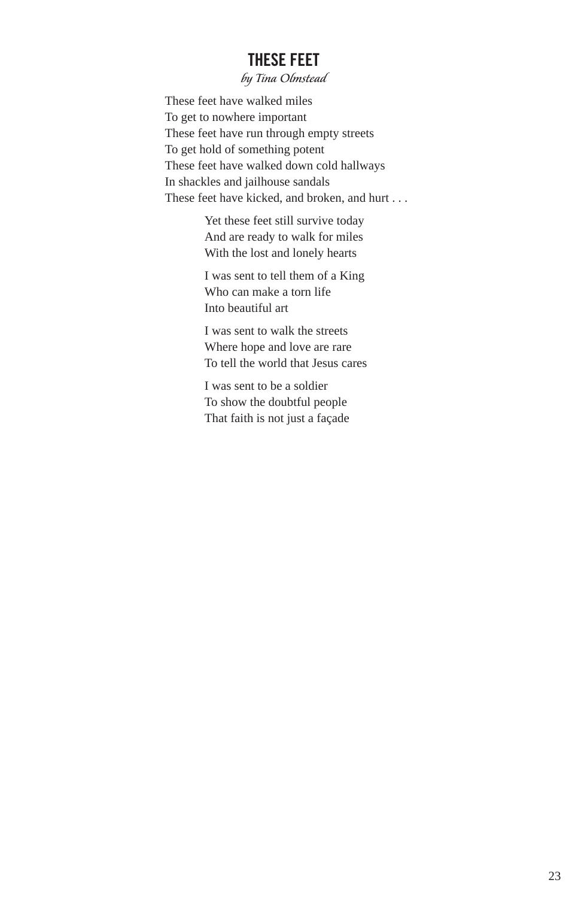# THESE FEET

*by Tina Olmstead*

These feet have walked miles
To get to nowhere important
These feet have run through empty streets
To get hold of something potent
These feet have walked down cold hallways
In shackles and jailhouse sandals
These feet have kicked, and broken, and hurt . . .

Yet these feet still survive today
And are ready to walk for miles
With the lost and lonely hearts

I was sent to tell them of a King
Who can make a torn life
Into beautiful art

I was sent to walk the streets
Where hope and love are rare
To tell the world that Jesus cares

I was sent to be a soldier
To show the doubtful people
That faith is not just a façade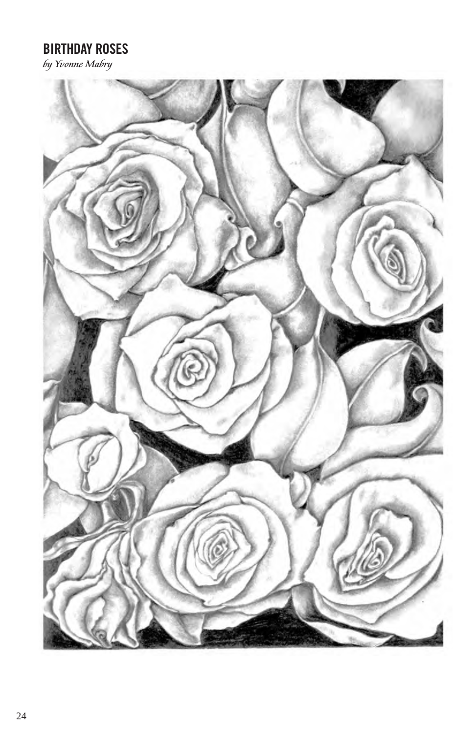## BIRTHDAY ROSES

*by Yvonne Mabry*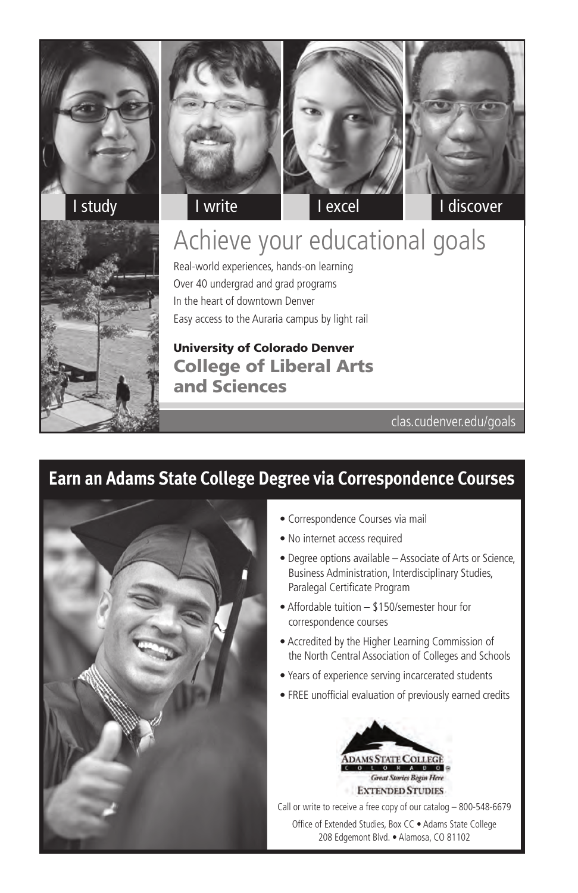I study

I write

I excel

I discover

# Achieve your educational goals

Real-world experiences, hands-on learning
Over 40 undergrad and grad programs
In the heart of downtown Denver
Easy access to the Auraria campus by light rail

**University of Colorado Denver**
**College of Liberal Arts and Sciences**

clas.cudenver.edu/goals

## Earn an Adams State College Degree via Correspondence Courses

- Correspondence Courses via mail
- No internet access required
- Degree options available – Associate of Arts or Science, Business Administration, Interdisciplinary Studies, Paralegal Certificate Program
- Affordable tuition – $150/semester hour for correspondence courses
- Accredited by the Higher Learning Commission of the North Central Association of Colleges and Schools
- Years of experience serving incarcerated students
- FREE unofficial evaluation of previously earned credits

Adams State College Colorado
*Great Stories Begin Here*
Extended Studies

Call or write to receive a free copy of our catalog – 800-548-6679

Office of Extended Studies, Box CC • Adams State College
208 Edgemont Blvd. • Alamosa, CO 81102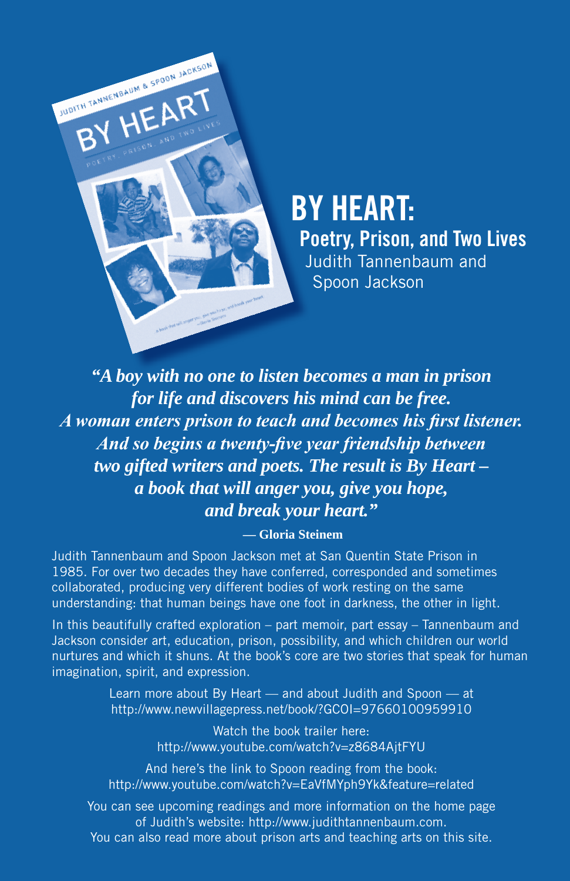# BY HEART:

## Poetry, Prison, and Two Lives

Judith Tannenbaum and Spoon Jackson

***"A boy with no one to listen becomes a man in prison for life and discovers his mind can be free. A woman enters prison to teach and becomes his first listener. And so begins a twenty-five year friendship between two gifted writers and poets. The result is By Heart – a book that will anger you, give you hope, and break your heart."***

**— Gloria Steinem**

Judith Tannenbaum and Spoon Jackson met at San Quentin State Prison in 1985. For over two decades they have conferred, corresponded and sometimes collaborated, producing very different bodies of work resting on the same understanding: that human beings have one foot in darkness, the other in light.

In this beautifully crafted exploration – part memoir, part essay – Tannenbaum and Jackson consider art, education, prison, possibility, and which children our world nurtures and which it shuns. At the book's core are two stories that speak for human imagination, spirit, and expression.

Learn more about By Heart — and about Judith and Spoon — at http://www.newvillagepress.net/book/?GCOI=97660100959910

Watch the book trailer here: http://www.youtube.com/watch?v=z8684AjtFYU

And here's the link to Spoon reading from the book: http://www.youtube.com/watch?v=EaVfMYph9Yk&feature=related

You can see upcoming readings and more information on the home page of Judith's website: http://www.judithtannenbaum.com. You can also read more about prison arts and teaching arts on this site.